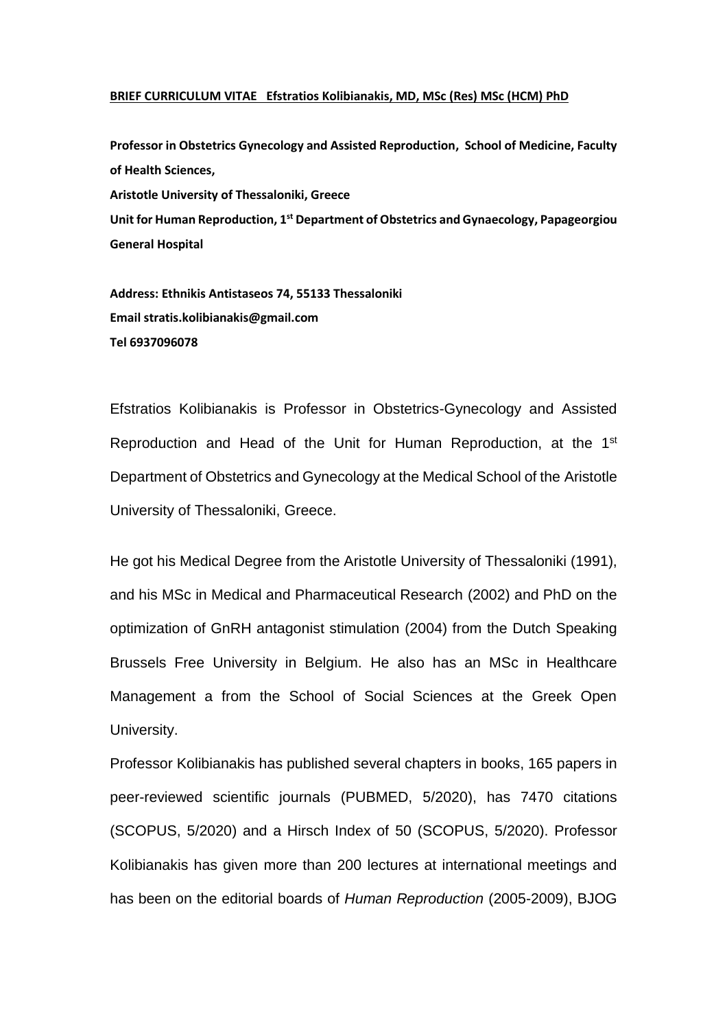**BRIEF CURRICULUM VITAE Efstratios Kolibianakis, MD, MSc (Res) MSc (HCM) PhD**

**Professor in Obstetrics Gynecology and Assisted Reproduction, School of Medicine, Faculty of Health Sciences,**
**Aristotle University of Thessaloniki, Greece**
**Unit for Human Reproduction, 1st Department of Obstetrics and Gynaecology, Papageorgiou General Hospital**

**Address: Ethnikis Antistaseos 74, 55133 Thessaloniki**
**Email stratis.kolibianakis@gmail.com**
**Tel 6937096078**

Efstratios Kolibianakis is Professor in Obstetrics-Gynecology and Assisted Reproduction and Head of the Unit for Human Reproduction, at the 1st Department of Obstetrics and Gynecology at the Medical School of the Aristotle University of Thessaloniki, Greece.

He got his Medical Degree from the Aristotle University of Thessaloniki (1991), and his MSc in Medical and Pharmaceutical Research (2002) and PhD on the optimization of GnRH antagonist stimulation (2004) from the Dutch Speaking Brussels Free University in Belgium. He also has an MSc in Healthcare Management a from the School of Social Sciences at the Greek Open University.

Professor Kolibianakis has published several chapters in books, 165 papers in peer-reviewed scientific journals (PUBMED, 5/2020), has 7470 citations (SCOPUS, 5/2020) and a Hirsch Index of 50 (SCOPUS, 5/2020). Professor Kolibianakis has given more than 200 lectures at international meetings and has been on the editorial boards of *Human Reproduction* (2005-2009), BJOG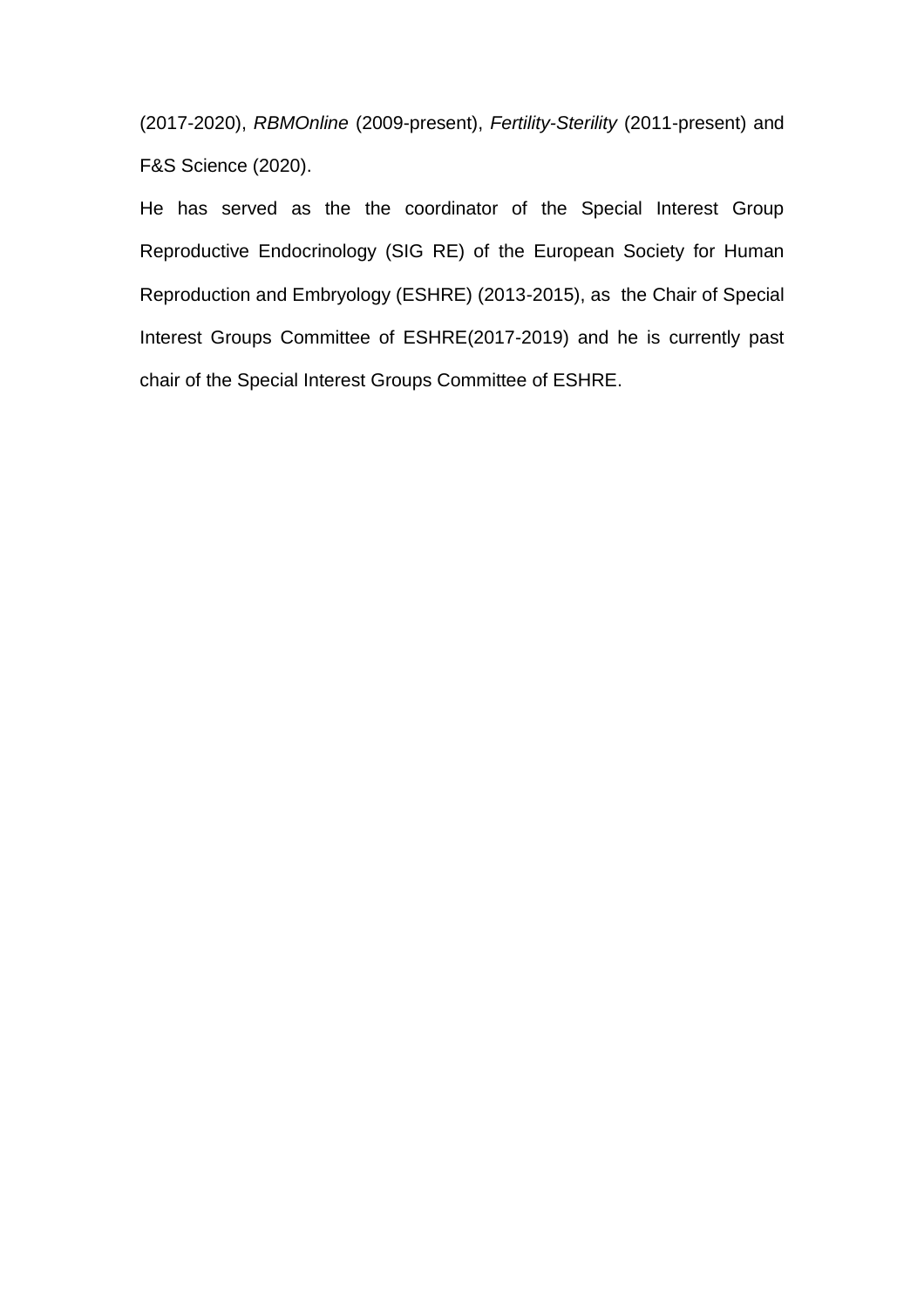(2017-2020), *RBMOnline* (2009-present), *Fertility-Sterility* (2011-present) and F&S Science (2020).

He has served as the the coordinator of the Special Interest Group Reproductive Endocrinology (SIG RE) of the European Society for Human Reproduction and Embryology (ESHRE) (2013-2015), as the Chair of Special Interest Groups Committee of ESHRE(2017-2019) and he is currently past chair of the Special Interest Groups Committee of ESHRE.